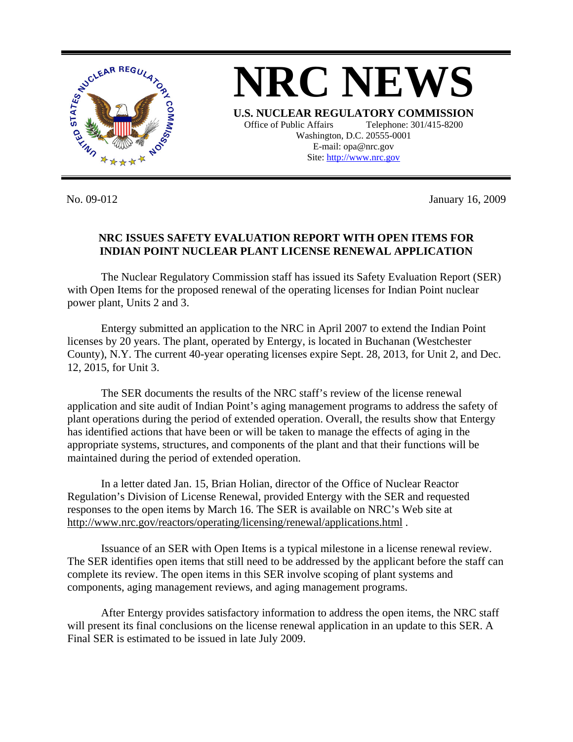# NRC NEWS

**U.S. NUCLEAR REGULATORY COMMISSION**

Office of Public Affairs    Telephone: 301/415-8200

Washington, D.C. 20555-0001

E-mail: opa@nrc.gov

Site: http://www.nrc.gov

No. 09-012    January 16, 2009

## NRC ISSUES SAFETY EVALUATION REPORT WITH OPEN ITEMS FOR INDIAN POINT NUCLEAR PLANT LICENSE RENEWAL APPLICATION

The Nuclear Regulatory Commission staff has issued its Safety Evaluation Report (SER) with Open Items for the proposed renewal of the operating licenses for Indian Point nuclear power plant, Units 2 and 3.

Entergy submitted an application to the NRC in April 2007 to extend the Indian Point licenses by 20 years. The plant, operated by Entergy, is located in Buchanan (Westchester County), N.Y. The current 40-year operating licenses expire Sept. 28, 2013, for Unit 2, and Dec. 12, 2015, for Unit 3.

The SER documents the results of the NRC staff's review of the license renewal application and site audit of Indian Point's aging management programs to address the safety of plant operations during the period of extended operation. Overall, the results show that Entergy has identified actions that have been or will be taken to manage the effects of aging in the appropriate systems, structures, and components of the plant and that their functions will be maintained during the period of extended operation.

In a letter dated Jan. 15, Brian Holian, director of the Office of Nuclear Reactor Regulation's Division of License Renewal, provided Entergy with the SER and requested responses to the open items by March 16. The SER is available on NRC's Web site at http://www.nrc.gov/reactors/operating/licensing/renewal/applications.html .

Issuance of an SER with Open Items is a typical milestone in a license renewal review. The SER identifies open items that still need to be addressed by the applicant before the staff can complete its review. The open items in this SER involve scoping of plant systems and components, aging management reviews, and aging management programs.

After Entergy provides satisfactory information to address the open items, the NRC staff will present its final conclusions on the license renewal application in an update to this SER. A Final SER is estimated to be issued in late July 2009.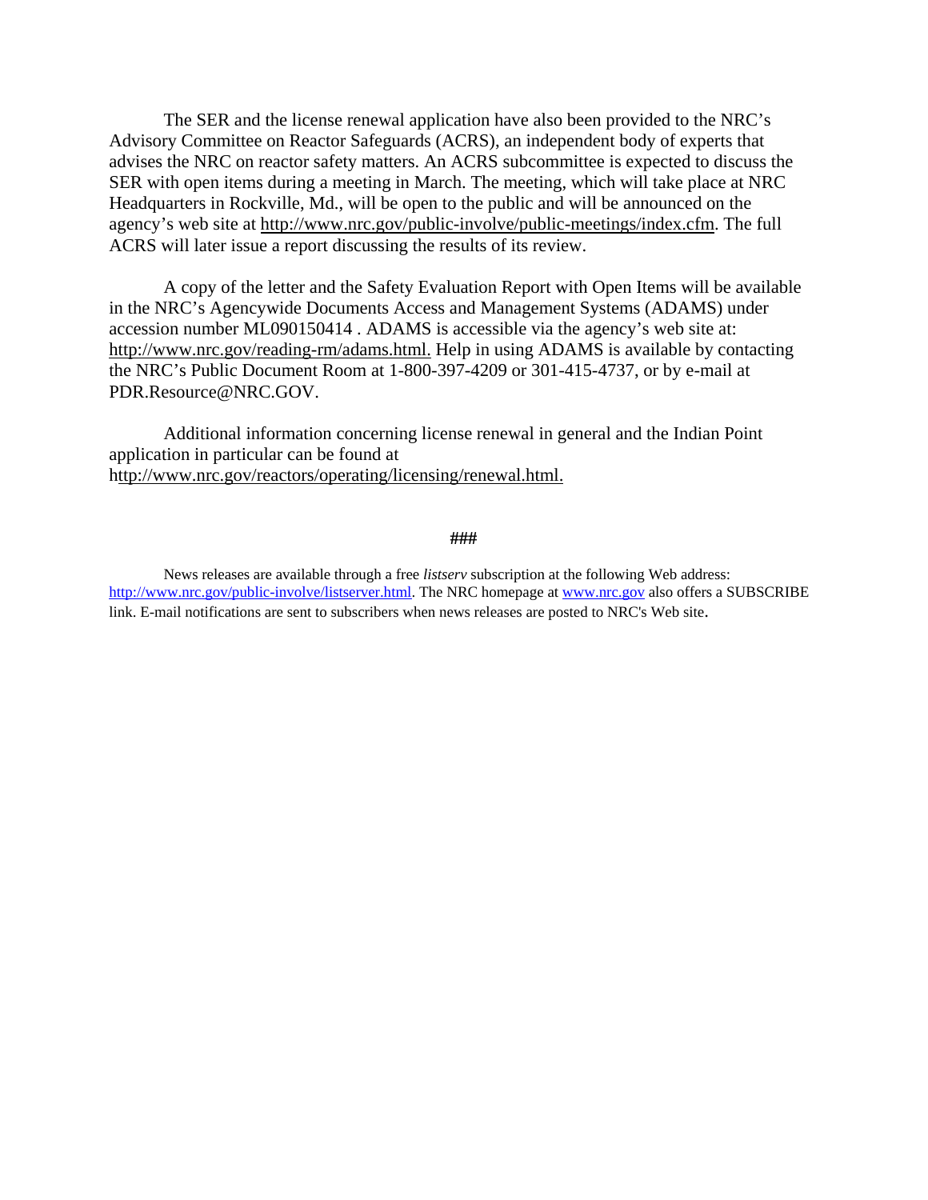The SER and the license renewal application have also been provided to the NRC's Advisory Committee on Reactor Safeguards (ACRS), an independent body of experts that advises the NRC on reactor safety matters. An ACRS subcommittee is expected to discuss the SER with open items during a meeting in March. The meeting, which will take place at NRC Headquarters in Rockville, Md., will be open to the public and will be announced on the agency's web site at http://www.nrc.gov/public-involve/public-meetings/index.cfm. The full ACRS will later issue a report discussing the results of its review.

A copy of the letter and the Safety Evaluation Report with Open Items will be available in the NRC's Agencywide Documents Access and Management Systems (ADAMS) under accession number ML090150414 . ADAMS is accessible via the agency's web site at: http://www.nrc.gov/reading-rm/adams.html. Help in using ADAMS is available by contacting the NRC's Public Document Room at 1-800-397-4209 or 301-415-4737, or by e-mail at PDR.Resource@NRC.GOV.

Additional information concerning license renewal in general and the Indian Point application in particular can be found at http://www.nrc.gov/reactors/operating/licensing/renewal.html.

###

News releases are available through a free *listserv* subscription at the following Web address: http://www.nrc.gov/public-involve/listserver.html. The NRC homepage at www.nrc.gov also offers a SUBSCRIBE link. E-mail notifications are sent to subscribers when news releases are posted to NRC's Web site.